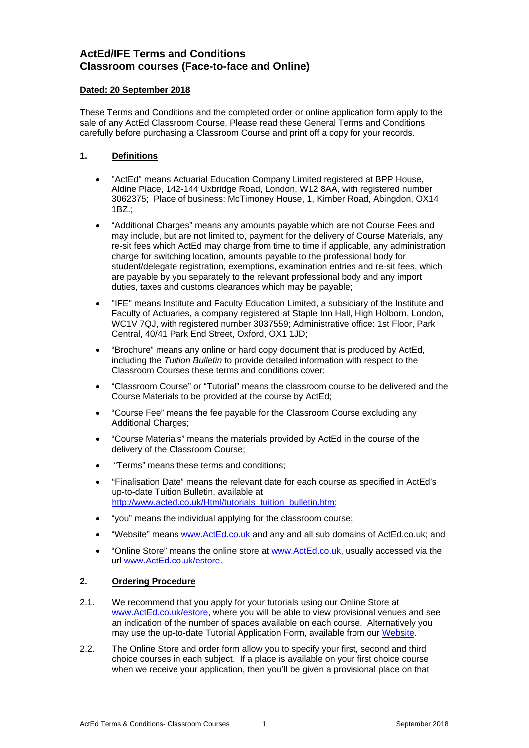# ActEd/IFE Terms and Conditions
# Classroom courses (Face-to-face and Online)

**Dated: 20 September 2018**

These Terms and Conditions and the completed order or online application form apply to the sale of any ActEd Classroom Course. Please read these General Terms and Conditions carefully before purchasing a Classroom Course and print off a copy for your records.

## 1. Definitions

- "ActEd" means Actuarial Education Company Limited registered at BPP House, Aldine Place, 142-144 Uxbridge Road, London, W12 8AA, with registered number 3062375; Place of business: McTimoney House, 1, Kimber Road, Abingdon, OX14 1BZ.;
- "Additional Charges" means any amounts payable which are not Course Fees and may include, but are not limited to, payment for the delivery of Course Materials, any re-sit fees which ActEd may charge from time to time if applicable, any administration charge for switching location, amounts payable to the professional body for student/delegate registration, exemptions, examination entries and re-sit fees, which are payable by you separately to the relevant professional body and any import duties, taxes and customs clearances which may be payable;
- "IFE" means Institute and Faculty Education Limited, a subsidiary of the Institute and Faculty of Actuaries, a company registered at Staple Inn Hall, High Holborn, London, WC1V 7QJ, with registered number 3037559; Administrative office: 1st Floor, Park Central, 40/41 Park End Street, Oxford, OX1 1JD;
- "Brochure" means any online or hard copy document that is produced by ActEd, including the *Tuition Bulletin* to provide detailed information with respect to the Classroom Courses these terms and conditions cover;
- "Classroom Course" or "Tutorial" means the classroom course to be delivered and the Course Materials to be provided at the course by ActEd;
- "Course Fee" means the fee payable for the Classroom Course excluding any Additional Charges;
- "Course Materials" means the materials provided by ActEd in the course of the delivery of the Classroom Course;
- "Terms" means these terms and conditions;
- "Finalisation Date" means the relevant date for each course as specified in ActEd's up-to-date Tuition Bulletin, available at http://www.acted.co.uk/Html/tutorials_tuition_bulletin.htm;
- "you" means the individual applying for the classroom course;
- "Website" means www.ActEd.co.uk and any and all sub domains of ActEd.co.uk; and
- "Online Store" means the online store at www.ActEd.co.uk, usually accessed via the url www.ActEd.co.uk/estore.

## 2. Ordering Procedure

2.1. We recommend that you apply for your tutorials using our Online Store at www.ActEd.co.uk/estore, where you will be able to view provisional venues and see an indication of the number of spaces available on each course. Alternatively you may use the up-to-date Tutorial Application Form, available from our Website.

2.2. The Online Store and order form allow you to specify your first, second and third choice courses in each subject. If a place is available on your first choice course when we receive your application, then you'll be given a provisional place on that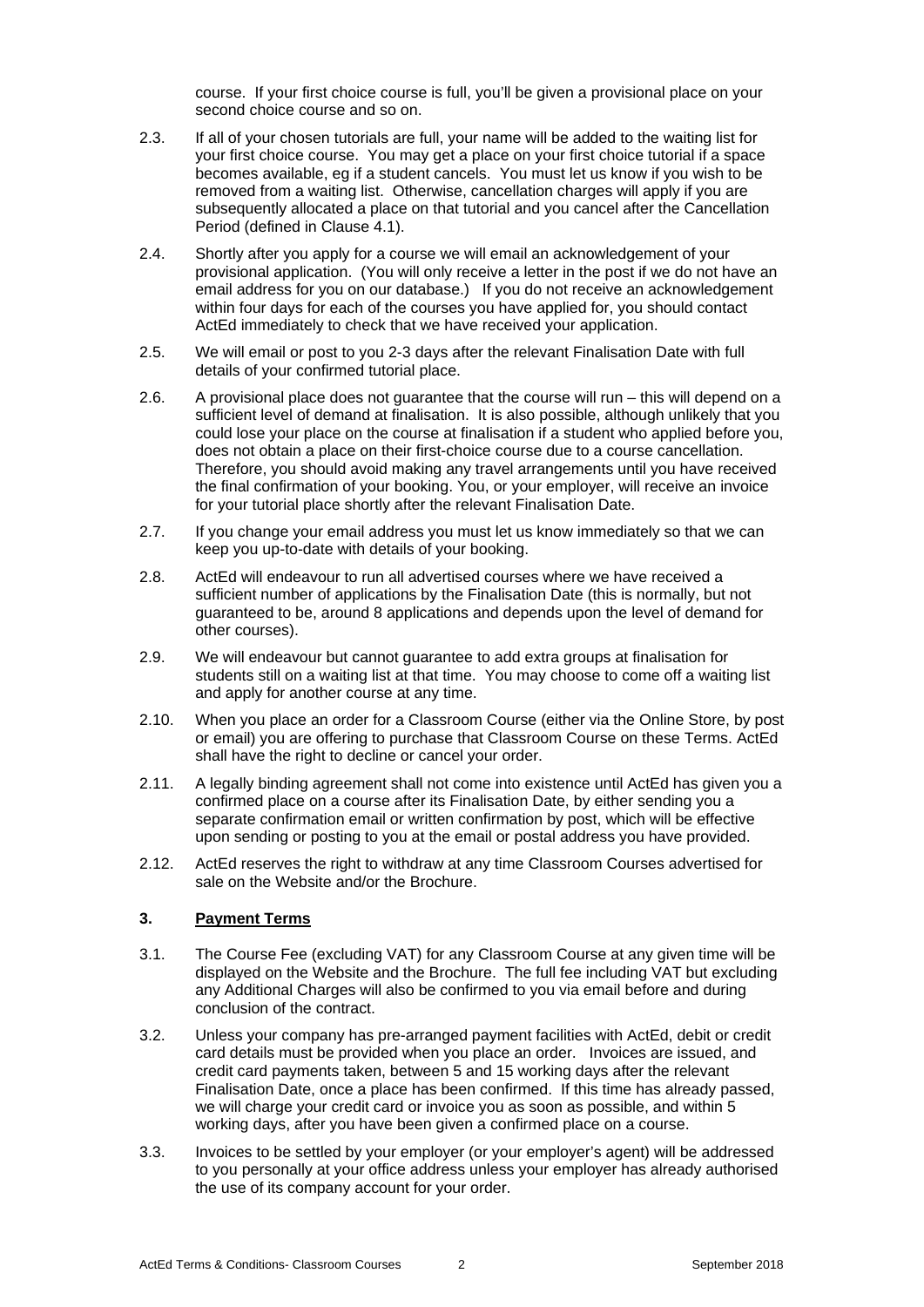course. If your first choice course is full, you'll be given a provisional place on your second choice course and so on.

2.3. If all of your chosen tutorials are full, your name will be added to the waiting list for your first choice course. You may get a place on your first choice tutorial if a space becomes available, eg if a student cancels. You must let us know if you wish to be removed from a waiting list. Otherwise, cancellation charges will apply if you are subsequently allocated a place on that tutorial and you cancel after the Cancellation Period (defined in Clause 4.1).

2.4. Shortly after you apply for a course we will email an acknowledgement of your provisional application. (You will only receive a letter in the post if we do not have an email address for you on our database.) If you do not receive an acknowledgement within four days for each of the courses you have applied for, you should contact ActEd immediately to check that we have received your application.

2.5. We will email or post to you 2-3 days after the relevant Finalisation Date with full details of your confirmed tutorial place.

2.6. A provisional place does not guarantee that the course will run – this will depend on a sufficient level of demand at finalisation. It is also possible, although unlikely that you could lose your place on the course at finalisation if a student who applied before you, does not obtain a place on their first-choice course due to a course cancellation. Therefore, you should avoid making any travel arrangements until you have received the final confirmation of your booking. You, or your employer, will receive an invoice for your tutorial place shortly after the relevant Finalisation Date.

2.7. If you change your email address you must let us know immediately so that we can keep you up-to-date with details of your booking.

2.8. ActEd will endeavour to run all advertised courses where we have received a sufficient number of applications by the Finalisation Date (this is normally, but not guaranteed to be, around 8 applications and depends upon the level of demand for other courses).

2.9. We will endeavour but cannot guarantee to add extra groups at finalisation for students still on a waiting list at that time. You may choose to come off a waiting list and apply for another course at any time.

2.10. When you place an order for a Classroom Course (either via the Online Store, by post or email) you are offering to purchase that Classroom Course on these Terms. ActEd shall have the right to decline or cancel your order.

2.11. A legally binding agreement shall not come into existence until ActEd has given you a confirmed place on a course after its Finalisation Date, by either sending you a separate confirmation email or written confirmation by post, which will be effective upon sending or posting to you at the email or postal address you have provided.

2.12. ActEd reserves the right to withdraw at any time Classroom Courses advertised for sale on the Website and/or the Brochure.

## 3. Payment Terms

3.1. The Course Fee (excluding VAT) for any Classroom Course at any given time will be displayed on the Website and the Brochure. The full fee including VAT but excluding any Additional Charges will also be confirmed to you via email before and during conclusion of the contract.

3.2. Unless your company has pre-arranged payment facilities with ActEd, debit or credit card details must be provided when you place an order. Invoices are issued, and credit card payments taken, between 5 and 15 working days after the relevant Finalisation Date, once a place has been confirmed. If this time has already passed, we will charge your credit card or invoice you as soon as possible, and within 5 working days, after you have been given a confirmed place on a course.

3.3. Invoices to be settled by your employer (or your employer's agent) will be addressed to you personally at your office address unless your employer has already authorised the use of its company account for your order.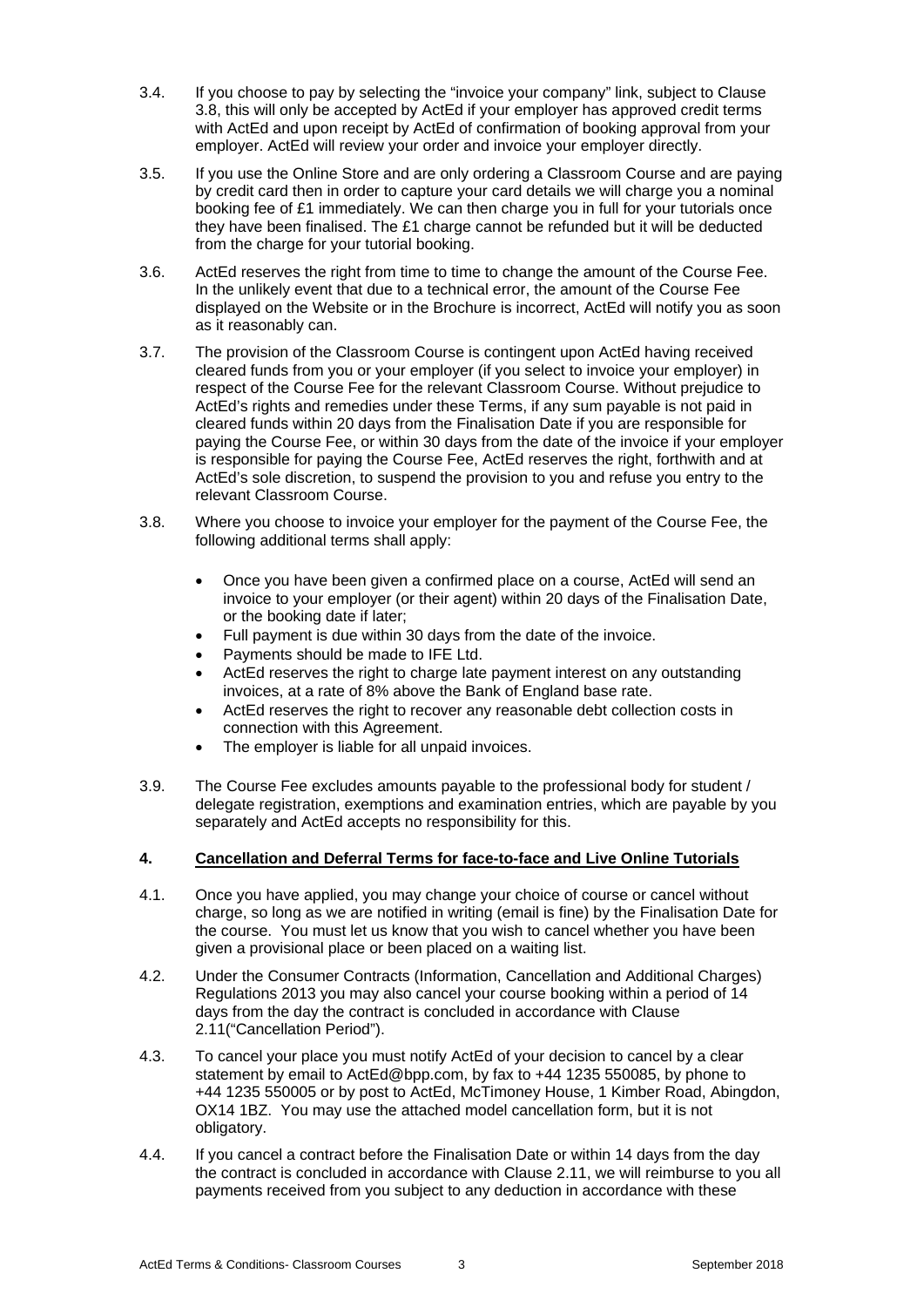3.4. If you choose to pay by selecting the "invoice your company" link, subject to Clause 3.8, this will only be accepted by ActEd if your employer has approved credit terms with ActEd and upon receipt by ActEd of confirmation of booking approval from your employer. ActEd will review your order and invoice your employer directly.

3.5. If you use the Online Store and are only ordering a Classroom Course and are paying by credit card then in order to capture your card details we will charge you a nominal booking fee of £1 immediately. We can then charge you in full for your tutorials once they have been finalised. The £1 charge cannot be refunded but it will be deducted from the charge for your tutorial booking.

3.6. ActEd reserves the right from time to time to change the amount of the Course Fee. In the unlikely event that due to a technical error, the amount of the Course Fee displayed on the Website or in the Brochure is incorrect, ActEd will notify you as soon as it reasonably can.

3.7. The provision of the Classroom Course is contingent upon ActEd having received cleared funds from you or your employer (if you select to invoice your employer) in respect of the Course Fee for the relevant Classroom Course. Without prejudice to ActEd's rights and remedies under these Terms, if any sum payable is not paid in cleared funds within 20 days from the Finalisation Date if you are responsible for paying the Course Fee, or within 30 days from the date of the invoice if your employer is responsible for paying the Course Fee, ActEd reserves the right, forthwith and at ActEd's sole discretion, to suspend the provision to you and refuse you entry to the relevant Classroom Course.

3.8. Where you choose to invoice your employer for the payment of the Course Fee, the following additional terms shall apply:

- Once you have been given a confirmed place on a course, ActEd will send an invoice to your employer (or their agent) within 20 days of the Finalisation Date, or the booking date if later;
- Full payment is due within 30 days from the date of the invoice.
- Payments should be made to IFE Ltd.
- ActEd reserves the right to charge late payment interest on any outstanding invoices, at a rate of 8% above the Bank of England base rate.
- ActEd reserves the right to recover any reasonable debt collection costs in connection with this Agreement.
- The employer is liable for all unpaid invoices.

3.9. The Course Fee excludes amounts payable to the professional body for student / delegate registration, exemptions and examination entries, which are payable by you separately and ActEd accepts no responsibility for this.

## 4. Cancellation and Deferral Terms for face-to-face and Live Online Tutorials

4.1. Once you have applied, you may change your choice of course or cancel without charge, so long as we are notified in writing (email is fine) by the Finalisation Date for the course. You must let us know that you wish to cancel whether you have been given a provisional place or been placed on a waiting list.

4.2. Under the Consumer Contracts (Information, Cancellation and Additional Charges) Regulations 2013 you may also cancel your course booking within a period of 14 days from the day the contract is concluded in accordance with Clause 2.11("Cancellation Period").

4.3. To cancel your place you must notify ActEd of your decision to cancel by a clear statement by email to ActEd@bpp.com, by fax to +44 1235 550085, by phone to +44 1235 550005 or by post to ActEd, McTimoney House, 1 Kimber Road, Abingdon, OX14 1BZ. You may use the attached model cancellation form, but it is not obligatory.

4.4. If you cancel a contract before the Finalisation Date or within 14 days from the day the contract is concluded in accordance with Clause 2.11, we will reimburse to you all payments received from you subject to any deduction in accordance with these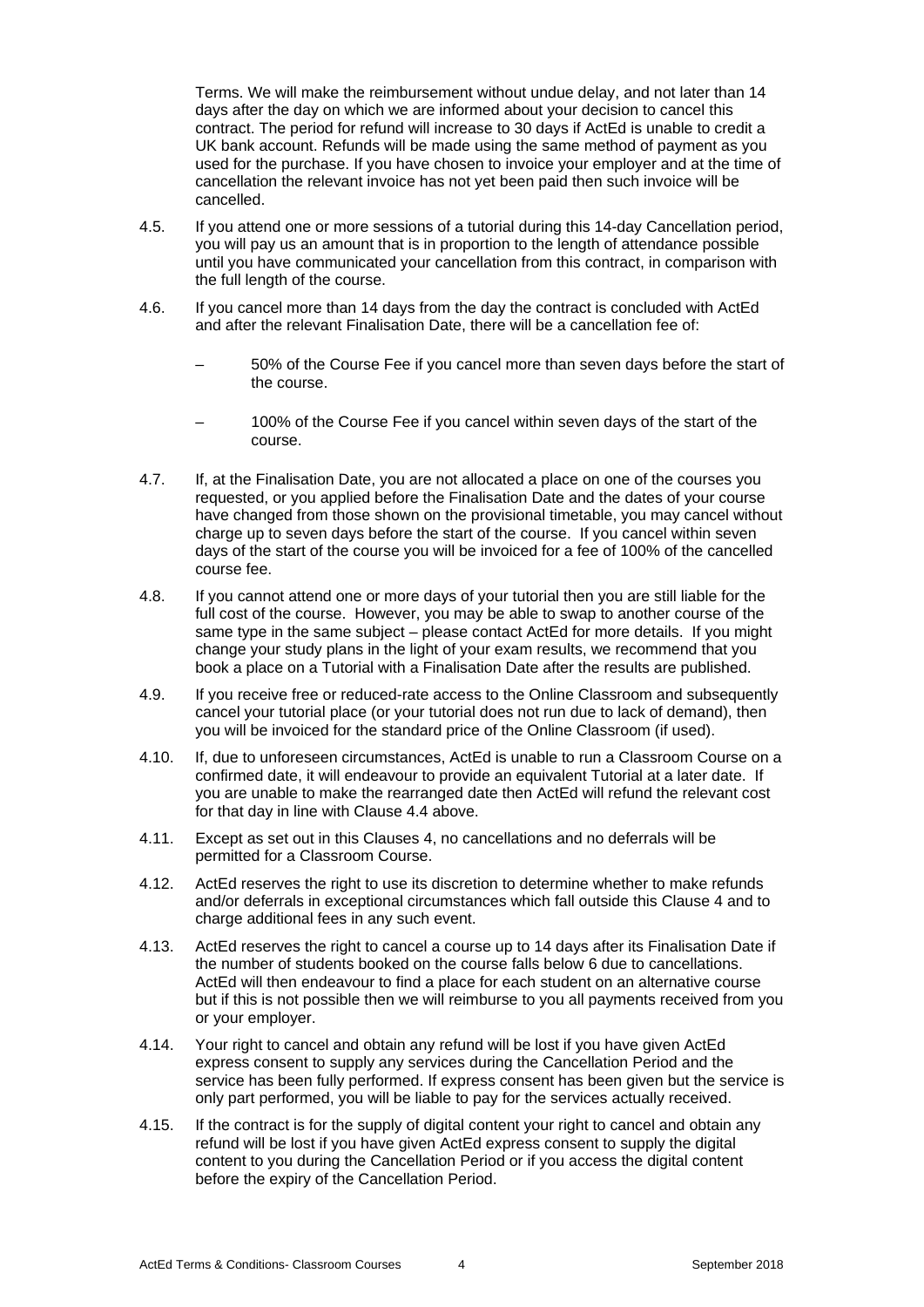Terms. We will make the reimbursement without undue delay, and not later than 14 days after the day on which we are informed about your decision to cancel this contract. The period for refund will increase to 30 days if ActEd is unable to credit a UK bank account. Refunds will be made using the same method of payment as you used for the purchase. If you have chosen to invoice your employer and at the time of cancellation the relevant invoice has not yet been paid then such invoice will be cancelled.

4.5. If you attend one or more sessions of a tutorial during this 14-day Cancellation period, you will pay us an amount that is in proportion to the length of attendance possible until you have communicated your cancellation from this contract, in comparison with the full length of the course.

4.6. If you cancel more than 14 days from the day the contract is concluded with ActEd and after the relevant Finalisation Date, there will be a cancellation fee of:

– 50% of the Course Fee if you cancel more than seven days before the start of the course.

– 100% of the Course Fee if you cancel within seven days of the start of the course.

4.7. If, at the Finalisation Date, you are not allocated a place on one of the courses you requested, or you applied before the Finalisation Date and the dates of your course have changed from those shown on the provisional timetable, you may cancel without charge up to seven days before the start of the course. If you cancel within seven days of the start of the course you will be invoiced for a fee of 100% of the cancelled course fee.

4.8. If you cannot attend one or more days of your tutorial then you are still liable for the full cost of the course. However, you may be able to swap to another course of the same type in the same subject – please contact ActEd for more details. If you might change your study plans in the light of your exam results, we recommend that you book a place on a Tutorial with a Finalisation Date after the results are published.

4.9. If you receive free or reduced-rate access to the Online Classroom and subsequently cancel your tutorial place (or your tutorial does not run due to lack of demand), then you will be invoiced for the standard price of the Online Classroom (if used).

4.10. If, due to unforeseen circumstances, ActEd is unable to run a Classroom Course on a confirmed date, it will endeavour to provide an equivalent Tutorial at a later date. If you are unable to make the rearranged date then ActEd will refund the relevant cost for that day in line with Clause 4.4 above.

4.11. Except as set out in this Clauses 4, no cancellations and no deferrals will be permitted for a Classroom Course.

4.12. ActEd reserves the right to use its discretion to determine whether to make refunds and/or deferrals in exceptional circumstances which fall outside this Clause 4 and to charge additional fees in any such event.

4.13. ActEd reserves the right to cancel a course up to 14 days after its Finalisation Date if the number of students booked on the course falls below 6 due to cancellations. ActEd will then endeavour to find a place for each student on an alternative course but if this is not possible then we will reimburse to you all payments received from you or your employer.

4.14. Your right to cancel and obtain any refund will be lost if you have given ActEd express consent to supply any services during the Cancellation Period and the service has been fully performed. If express consent has been given but the service is only part performed, you will be liable to pay for the services actually received.

4.15. If the contract is for the supply of digital content your right to cancel and obtain any refund will be lost if you have given ActEd express consent to supply the digital content to you during the Cancellation Period or if you access the digital content before the expiry of the Cancellation Period.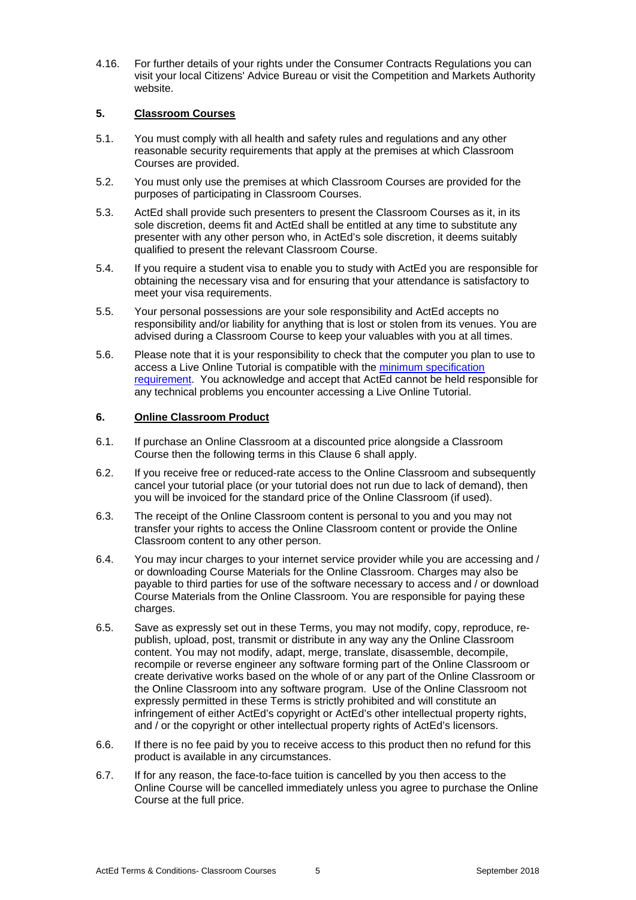4.16. For further details of your rights under the Consumer Contracts Regulations you can visit your local Citizens' Advice Bureau or visit the Competition and Markets Authority website.

## 5. Classroom Courses

5.1. You must comply with all health and safety rules and regulations and any other reasonable security requirements that apply at the premises at which Classroom Courses are provided.

5.2. You must only use the premises at which Classroom Courses are provided for the purposes of participating in Classroom Courses.

5.3. ActEd shall provide such presenters to present the Classroom Courses as it, in its sole discretion, deems fit and ActEd shall be entitled at any time to substitute any presenter with any other person who, in ActEd's sole discretion, it deems suitably qualified to present the relevant Classroom Course.

5.4. If you require a student visa to enable you to study with ActEd you are responsible for obtaining the necessary visa and for ensuring that your attendance is satisfactory to meet your visa requirements.

5.5. Your personal possessions are your sole responsibility and ActEd accepts no responsibility and/or liability for anything that is lost or stolen from its venues. You are advised during a Classroom Course to keep your valuables with you at all times.

5.6. Please note that it is your responsibility to check that the computer you plan to use to access a Live Online Tutorial is compatible with the minimum specification requirement. You acknowledge and accept that ActEd cannot be held responsible for any technical problems you encounter accessing a Live Online Tutorial.

## 6. Online Classroom Product

6.1. If purchase an Online Classroom at a discounted price alongside a Classroom Course then the following terms in this Clause 6 shall apply.

6.2. If you receive free or reduced-rate access to the Online Classroom and subsequently cancel your tutorial place (or your tutorial does not run due to lack of demand), then you will be invoiced for the standard price of the Online Classroom (if used).

6.3. The receipt of the Online Classroom content is personal to you and you may not transfer your rights to access the Online Classroom content or provide the Online Classroom content to any other person.

6.4. You may incur charges to your internet service provider while you are accessing and / or downloading Course Materials for the Online Classroom. Charges may also be payable to third parties for use of the software necessary to access and / or download Course Materials from the Online Classroom. You are responsible for paying these charges.

6.5. Save as expressly set out in these Terms, you may not modify, copy, reproduce, re-publish, upload, post, transmit or distribute in any way any the Online Classroom content. You may not modify, adapt, merge, translate, disassemble, decompile, recompile or reverse engineer any software forming part of the Online Classroom or create derivative works based on the whole of or any part of the Online Classroom or the Online Classroom into any software program. Use of the Online Classroom not expressly permitted in these Terms is strictly prohibited and will constitute an infringement of either ActEd's copyright or ActEd's other intellectual property rights, and / or the copyright or other intellectual property rights of ActEd's licensors.

6.6. If there is no fee paid by you to receive access to this product then no refund for this product is available in any circumstances.

6.7. If for any reason, the face-to-face tuition is cancelled by you then access to the Online Course will be cancelled immediately unless you agree to purchase the Online Course at the full price.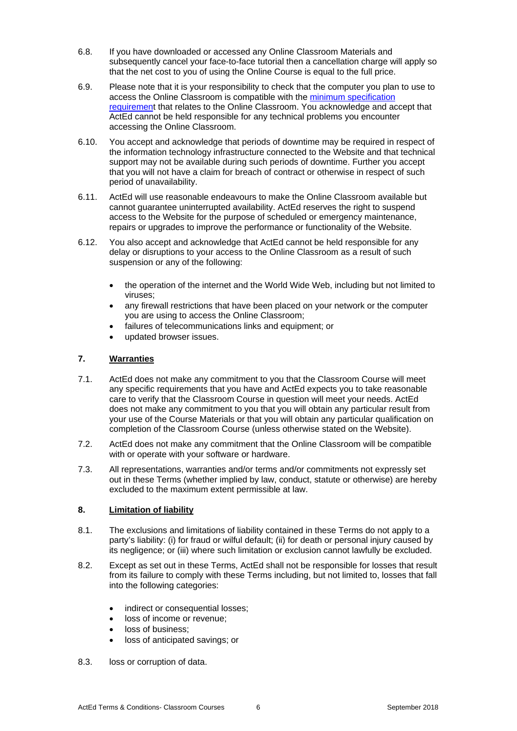6.8. If you have downloaded or accessed any Online Classroom Materials and subsequently cancel your face-to-face tutorial then a cancellation charge will apply so that the net cost to you of using the Online Course is equal to the full price.

6.9. Please note that it is your responsibility to check that the computer you plan to use to access the Online Classroom is compatible with the minimum specification requirement that relates to the Online Classroom. You acknowledge and accept that ActEd cannot be held responsible for any technical problems you encounter accessing the Online Classroom.

6.10. You accept and acknowledge that periods of downtime may be required in respect of the information technology infrastructure connected to the Website and that technical support may not be available during such periods of downtime. Further you accept that you will not have a claim for breach of contract or otherwise in respect of such period of unavailability.

6.11. ActEd will use reasonable endeavours to make the Online Classroom available but cannot guarantee uninterrupted availability. ActEd reserves the right to suspend access to the Website for the purpose of scheduled or emergency maintenance, repairs or upgrades to improve the performance or functionality of the Website.

6.12. You also accept and acknowledge that ActEd cannot be held responsible for any delay or disruptions to your access to the Online Classroom as a result of such suspension or any of the following:

- the operation of the internet and the World Wide Web, including but not limited to viruses;
- any firewall restrictions that have been placed on your network or the computer you are using to access the Online Classroom;
- failures of telecommunications links and equipment; or
- updated browser issues.

## 7. Warranties

7.1. ActEd does not make any commitment to you that the Classroom Course will meet any specific requirements that you have and ActEd expects you to take reasonable care to verify that the Classroom Course in question will meet your needs. ActEd does not make any commitment to you that you will obtain any particular result from your use of the Course Materials or that you will obtain any particular qualification on completion of the Classroom Course (unless otherwise stated on the Website).

7.2. ActEd does not make any commitment that the Online Classroom will be compatible with or operate with your software or hardware.

7.3. All representations, warranties and/or terms and/or commitments not expressly set out in these Terms (whether implied by law, conduct, statute or otherwise) are hereby excluded to the maximum extent permissible at law.

## 8. Limitation of liability

8.1. The exclusions and limitations of liability contained in these Terms do not apply to a party's liability: (i) for fraud or wilful default; (ii) for death or personal injury caused by its negligence; or (iii) where such limitation or exclusion cannot lawfully be excluded.

8.2. Except as set out in these Terms, ActEd shall not be responsible for losses that result from its failure to comply with these Terms including, but not limited to, losses that fall into the following categories:

- indirect or consequential losses;
- loss of income or revenue;
- loss of business;
- loss of anticipated savings; or

8.3. loss or corruption of data.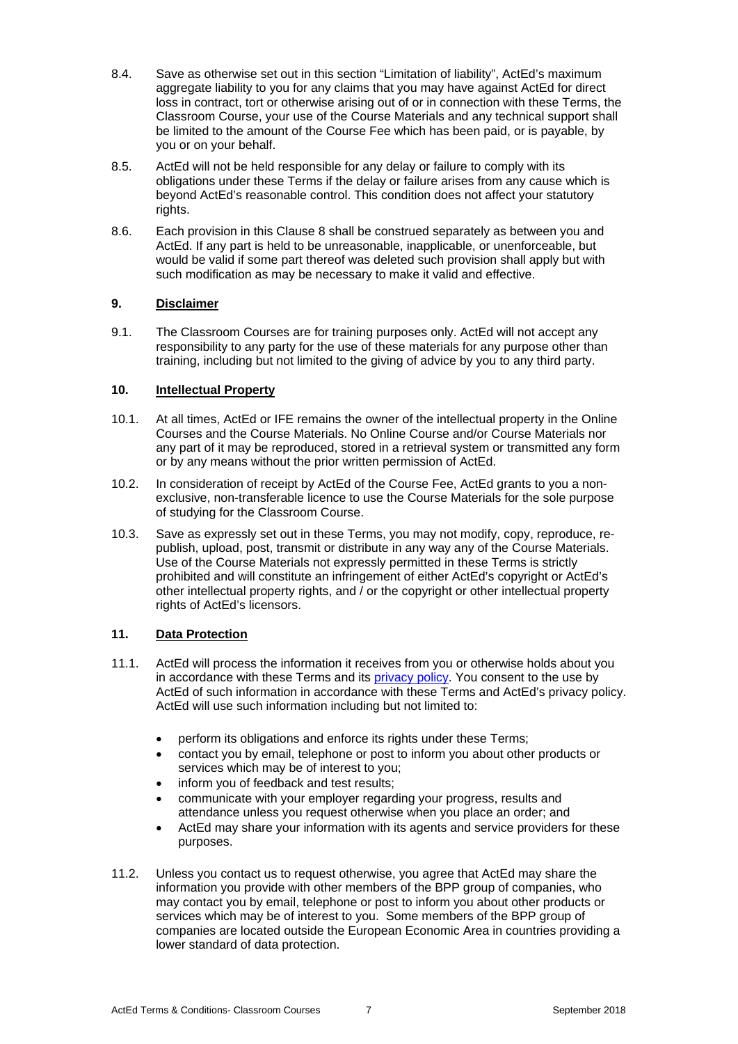8.4. Save as otherwise set out in this section "Limitation of liability", ActEd's maximum aggregate liability to you for any claims that you may have against ActEd for direct loss in contract, tort or otherwise arising out of or in connection with these Terms, the Classroom Course, your use of the Course Materials and any technical support shall be limited to the amount of the Course Fee which has been paid, or is payable, by you or on your behalf.

8.5. ActEd will not be held responsible for any delay or failure to comply with its obligations under these Terms if the delay or failure arises from any cause which is beyond ActEd's reasonable control. This condition does not affect your statutory rights.

8.6. Each provision in this Clause 8 shall be construed separately as between you and ActEd. If any part is held to be unreasonable, inapplicable, or unenforceable, but would be valid if some part thereof was deleted such provision shall apply but with such modification as may be necessary to make it valid and effective.

## 9. Disclaimer

9.1. The Classroom Courses are for training purposes only. ActEd will not accept any responsibility to any party for the use of these materials for any purpose other than training, including but not limited to the giving of advice by you to any third party.

## 10. Intellectual Property

10.1. At all times, ActEd or IFE remains the owner of the intellectual property in the Online Courses and the Course Materials. No Online Course and/or Course Materials nor any part of it may be reproduced, stored in a retrieval system or transmitted any form or by any means without the prior written permission of ActEd.

10.2. In consideration of receipt by ActEd of the Course Fee, ActEd grants to you a non-exclusive, non-transferable licence to use the Course Materials for the sole purpose of studying for the Classroom Course.

10.3. Save as expressly set out in these Terms, you may not modify, copy, reproduce, re-publish, upload, post, transmit or distribute in any way any of the Course Materials. Use of the Course Materials not expressly permitted in these Terms is strictly prohibited and will constitute an infringement of either ActEd's copyright or ActEd's other intellectual property rights, and / or the copyright or other intellectual property rights of ActEd's licensors.

## 11. Data Protection

11.1. ActEd will process the information it receives from you or otherwise holds about you in accordance with these Terms and its privacy policy. You consent to the use by ActEd of such information in accordance with these Terms and ActEd's privacy policy. ActEd will use such information including but not limited to:

- perform its obligations and enforce its rights under these Terms;
- contact you by email, telephone or post to inform you about other products or services which may be of interest to you;
- inform you of feedback and test results;
- communicate with your employer regarding your progress, results and attendance unless you request otherwise when you place an order; and
- ActEd may share your information with its agents and service providers for these purposes.

11.2. Unless you contact us to request otherwise, you agree that ActEd may share the information you provide with other members of the BPP group of companies, who may contact you by email, telephone or post to inform you about other products or services which may be of interest to you. Some members of the BPP group of companies are located outside the European Economic Area in countries providing a lower standard of data protection.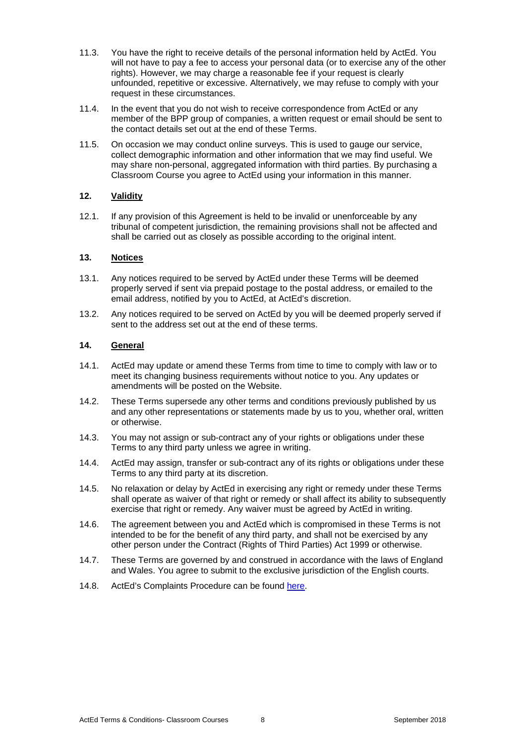11.3. You have the right to receive details of the personal information held by ActEd. You will not have to pay a fee to access your personal data (or to exercise any of the other rights). However, we may charge a reasonable fee if your request is clearly unfounded, repetitive or excessive. Alternatively, we may refuse to comply with your request in these circumstances.

11.4. In the event that you do not wish to receive correspondence from ActEd or any member of the BPP group of companies, a written request or email should be sent to the contact details set out at the end of these Terms.

11.5. On occasion we may conduct online surveys. This is used to gauge our service, collect demographic information and other information that we may find useful. We may share non-personal, aggregated information with third parties. By purchasing a Classroom Course you agree to ActEd using your information in this manner.

## 12. Validity

12.1. If any provision of this Agreement is held to be invalid or unenforceable by any tribunal of competent jurisdiction, the remaining provisions shall not be affected and shall be carried out as closely as possible according to the original intent.

## 13. Notices

13.1. Any notices required to be served by ActEd under these Terms will be deemed properly served if sent via prepaid postage to the postal address, or emailed to the email address, notified by you to ActEd, at ActEd's discretion.

13.2. Any notices required to be served on ActEd by you will be deemed properly served if sent to the address set out at the end of these terms.

## 14. General

14.1. ActEd may update or amend these Terms from time to time to comply with law or to meet its changing business requirements without notice to you. Any updates or amendments will be posted on the Website.

14.2. These Terms supersede any other terms and conditions previously published by us and any other representations or statements made by us to you, whether oral, written or otherwise.

14.3. You may not assign or sub-contract any of your rights or obligations under these Terms to any third party unless we agree in writing.

14.4. ActEd may assign, transfer or sub-contract any of its rights or obligations under these Terms to any third party at its discretion.

14.5. No relaxation or delay by ActEd in exercising any right or remedy under these Terms shall operate as waiver of that right or remedy or shall affect its ability to subsequently exercise that right or remedy. Any waiver must be agreed by ActEd in writing.

14.6. The agreement between you and ActEd which is compromised in these Terms is not intended to be for the benefit of any third party, and shall not be exercised by any other person under the Contract (Rights of Third Parties) Act 1999 or otherwise.

14.7. These Terms are governed by and construed in accordance with the laws of England and Wales. You agree to submit to the exclusive jurisdiction of the English courts.

14.8. ActEd's Complaints Procedure can be found here.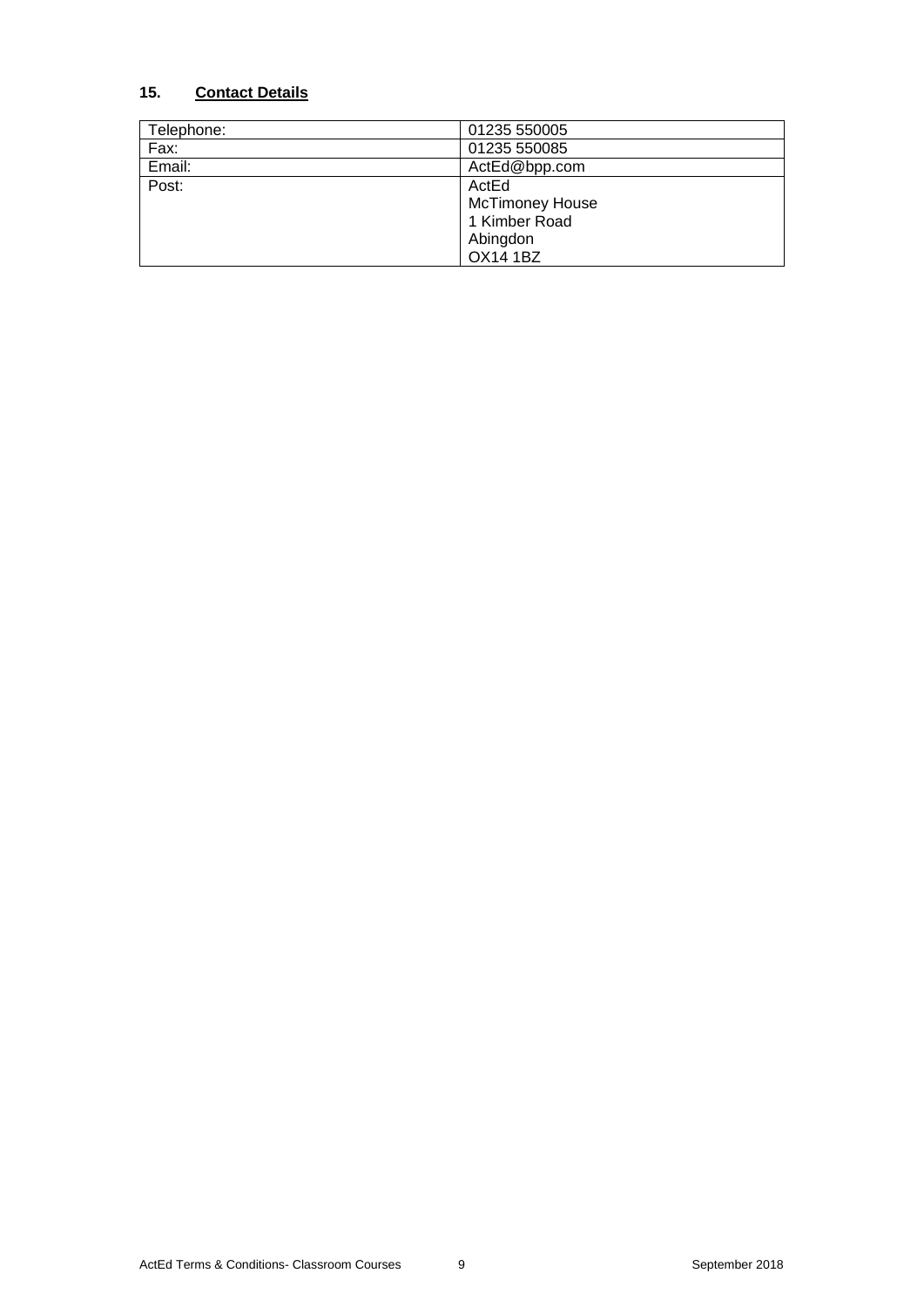## 15. **Contact Details**

| | |
|---|---|
| Telephone: | 01235 550005 |
| Fax: | 01235 550085 |
| Email: | ActEd@bpp.com |
| Post: | ActEd<br>McTimoney House<br>1 Kimber Road<br>Abingdon<br>OX14 1BZ |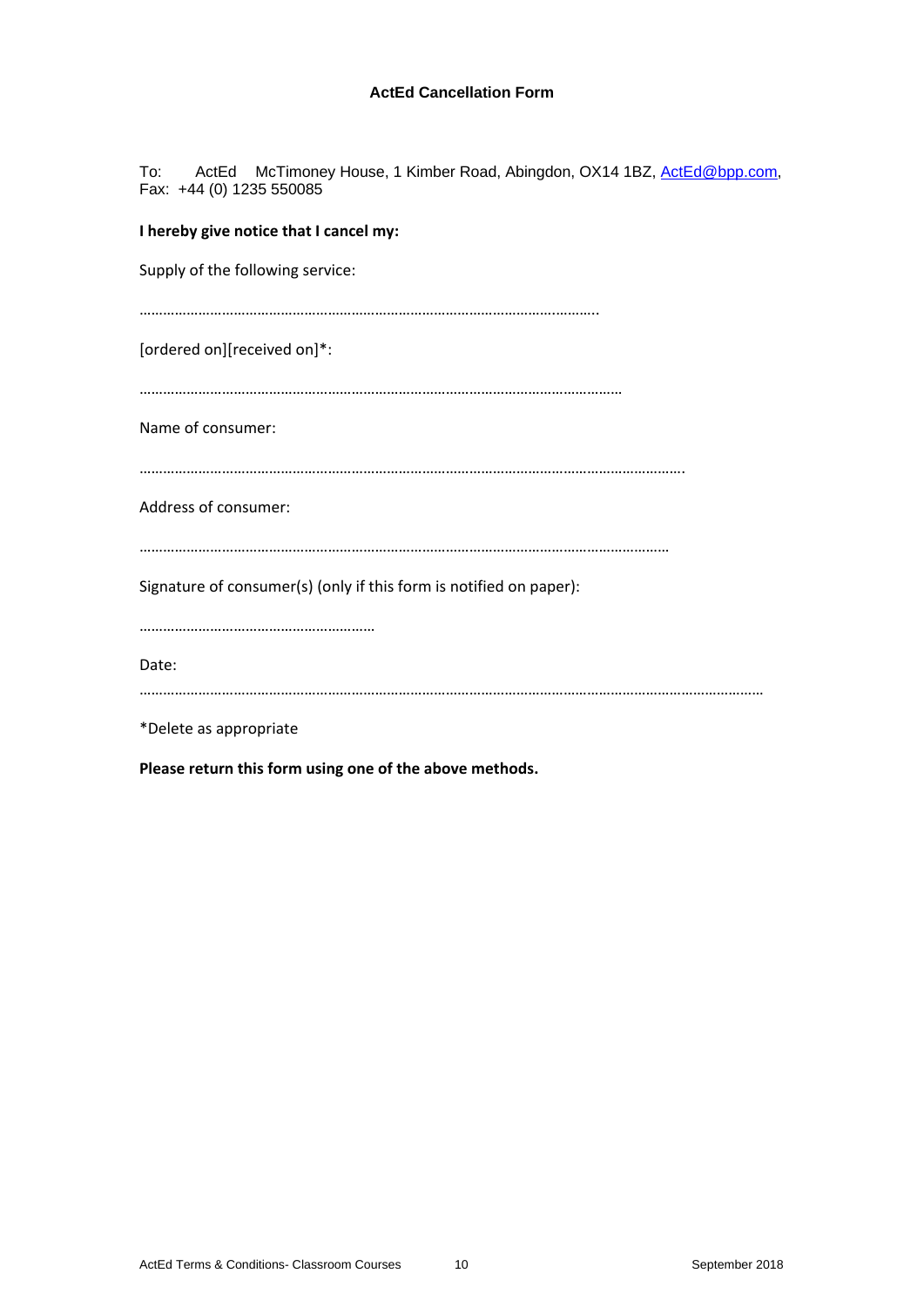# ActEd Cancellation Form

To: ActEd McTimoney House, 1 Kimber Road, Abingdon, OX14 1BZ, ActEd@bpp.com, Fax: +44 (0) 1235 550085

**I hereby give notice that I cancel my:**

Supply of the following service:

……………………………………………………………………………………………………..

[ordered on][received on]*:

…………………………………………………………………………………………………………

Name of consumer:

……………………………………………………………………………………………………………………..

Address of consumer:

……………………………………………………………………………………………………………………

Signature of consumer(s) (only if this form is notified on paper):

……………………………………………………

Date:

………………………………………………………………………………………………………………………………………

*Delete as appropriate

**Please return this form using one of the above methods.**